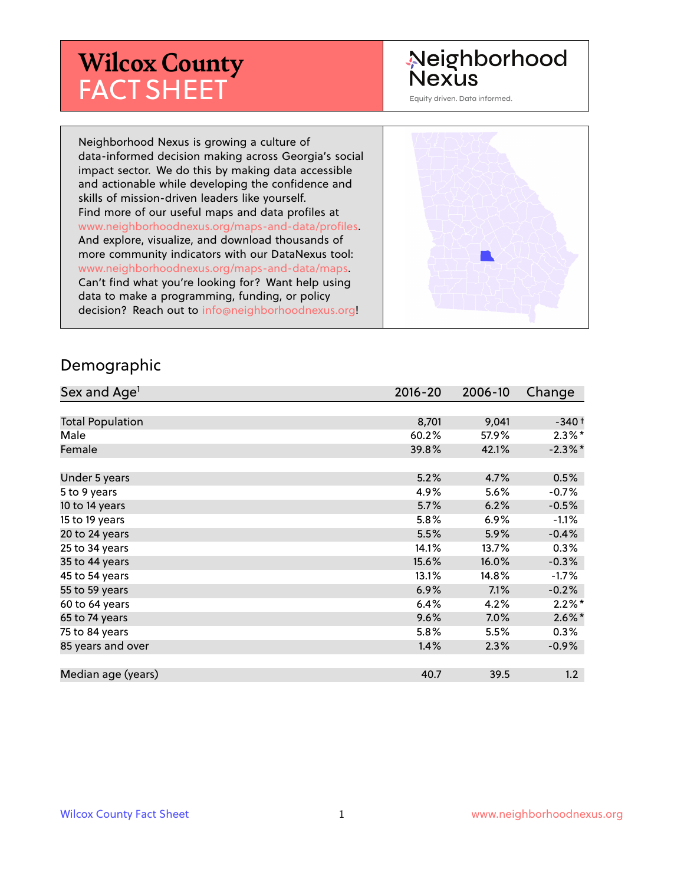# Wilcox County FACT SHEET

Neighborhood Nexus

Equity driven. Data informed.

Neighborhood Nexus is growing a culture of data-informed decision making across Georgia's social impact sector. We do this by making data accessible and actionable while developing the confidence and skills of mission-driven leaders like yourself. Find more of our useful maps and data profiles at www.neighborhoodnexus.org/maps-and-data/profiles. And explore, visualize, and download thousands of more community indicators with our DataNexus tool: www.neighborhoodnexus.org/maps-and-data/maps. Can't find what you're looking for? Want help using data to make a programming, funding, or policy decision? Reach out to info@neighborhoodnexus.org!

## Demographic

| Sex and Age[1] | 2016-20 | 2006-10 | Change |
|---|---|---|---|
| Total Population | 8,701 | 9,041 | -340 † |
| Male | 60.2% | 57.9% | 2.3% * |
| Female | 39.8% | 42.1% | -2.3% * |
| Under 5 years | 5.2% | 4.7% | 0.5% |
| 5 to 9 years | 4.9% | 5.6% | -0.7% |
| 10 to 14 years | 5.7% | 6.2% | -0.5% |
| 15 to 19 years | 5.8% | 6.9% | -1.1% |
| 20 to 24 years | 5.5% | 5.9% | -0.4% |
| 25 to 34 years | 14.1% | 13.7% | 0.3% |
| 35 to 44 years | 15.6% | 16.0% | -0.3% |
| 45 to 54 years | 13.1% | 14.8% | -1.7% |
| 55 to 59 years | 6.9% | 7.1% | -0.2% |
| 60 to 64 years | 6.4% | 4.2% | 2.2% * |
| 65 to 74 years | 9.6% | 7.0% | 2.6% * |
| 75 to 84 years | 5.8% | 5.5% | 0.3% |
| 85 years and over | 1.4% | 2.3% | -0.9% |
| Median age (years) | 40.7 | 39.5 | 1.2 |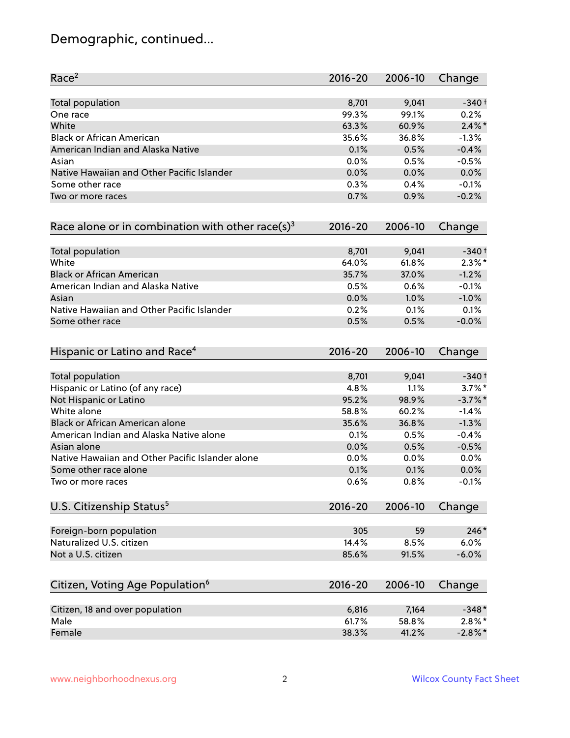# Demographic, continued...

| Race[2] | 2016-20 | 2006-10 | Change |
|---|---|---|---|
| Total population | 8,701 | 9,041 | -340† |
| One race | 99.3% | 99.1% | 0.2% |
| White | 63.3% | 60.9% | 2.4%* |
| Black or African American | 35.6% | 36.8% | -1.3% |
| American Indian and Alaska Native | 0.1% | 0.5% | -0.4% |
| Asian | 0.0% | 0.5% | -0.5% |
| Native Hawaiian and Other Pacific Islander | 0.0% | 0.0% | 0.0% |
| Some other race | 0.3% | 0.4% | -0.1% |
| Two or more races | 0.7% | 0.9% | -0.2% |

| Race alone or in combination with other race(s)[3] | 2016-20 | 2006-10 | Change |
|---|---|---|---|
| Total population | 8,701 | 9,041 | -340† |
| White | 64.0% | 61.8% | 2.3%* |
| Black or African American | 35.7% | 37.0% | -1.2% |
| American Indian and Alaska Native | 0.5% | 0.6% | -0.1% |
| Asian | 0.0% | 1.0% | -1.0% |
| Native Hawaiian and Other Pacific Islander | 0.2% | 0.1% | 0.1% |
| Some other race | 0.5% | 0.5% | -0.0% |

| Hispanic or Latino and Race[4] | 2016-20 | 2006-10 | Change |
|---|---|---|---|
| Total population | 8,701 | 9,041 | -340† |
| Hispanic or Latino (of any race) | 4.8% | 1.1% | 3.7%* |
| Not Hispanic or Latino | 95.2% | 98.9% | -3.7%* |
| White alone | 58.8% | 60.2% | -1.4% |
| Black or African American alone | 35.6% | 36.8% | -1.3% |
| American Indian and Alaska Native alone | 0.1% | 0.5% | -0.4% |
| Asian alone | 0.0% | 0.5% | -0.5% |
| Native Hawaiian and Other Pacific Islander alone | 0.0% | 0.0% | 0.0% |
| Some other race alone | 0.1% | 0.1% | 0.0% |
| Two or more races | 0.6% | 0.8% | -0.1% |

| U.S. Citizenship Status[5] | 2016-20 | 2006-10 | Change |
|---|---|---|---|
| Foreign-born population | 305 | 59 | 246* |
| Naturalized U.S. citizen | 14.4% | 8.5% | 6.0% |
| Not a U.S. citizen | 85.6% | 91.5% | -6.0% |

| Citizen, Voting Age Population[6] | 2016-20 | 2006-10 | Change |
|---|---|---|---|
| Citizen, 18 and over population | 6,816 | 7,164 | -348* |
| Male | 61.7% | 58.8% | 2.8%* |
| Female | 38.3% | 41.2% | -2.8%* |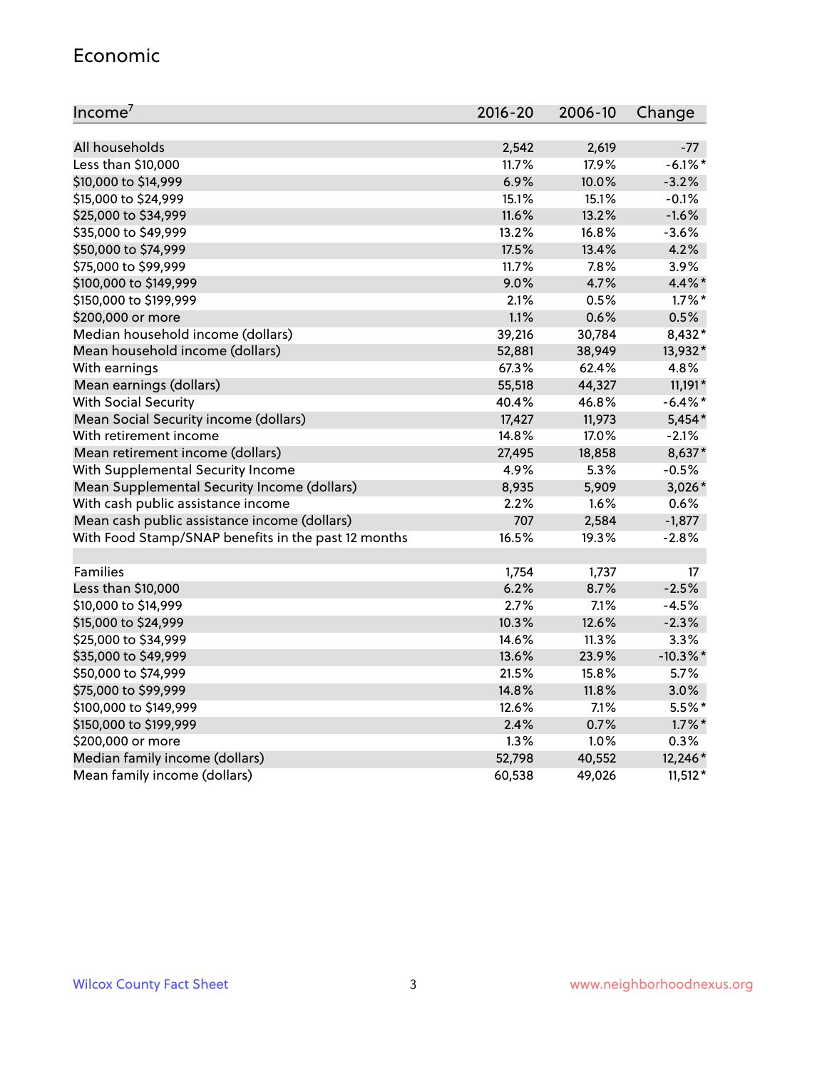## Economic

| Income[7] | 2016-20 | 2006-10 | Change |
|---|---|---|---|
| All households | 2,542 | 2,619 | -77 |
| Less than $10,000 | 11.7% | 17.9% | -6.1%* |
| $10,000 to $14,999 | 6.9% | 10.0% | -3.2% |
| $15,000 to $24,999 | 15.1% | 15.1% | -0.1% |
| $25,000 to $34,999 | 11.6% | 13.2% | -1.6% |
| $35,000 to $49,999 | 13.2% | 16.8% | -3.6% |
| $50,000 to $74,999 | 17.5% | 13.4% | 4.2% |
| $75,000 to $99,999 | 11.7% | 7.8% | 3.9% |
| $100,000 to $149,999 | 9.0% | 4.7% | 4.4%* |
| $150,000 to $199,999 | 2.1% | 0.5% | 1.7%* |
| $200,000 or more | 1.1% | 0.6% | 0.5% |
| Median household income (dollars) | 39,216 | 30,784 | 8,432* |
| Mean household income (dollars) | 52,881 | 38,949 | 13,932* |
| With earnings | 67.3% | 62.4% | 4.8% |
| Mean earnings (dollars) | 55,518 | 44,327 | 11,191* |
| With Social Security | 40.4% | 46.8% | -6.4%* |
| Mean Social Security income (dollars) | 17,427 | 11,973 | 5,454* |
| With retirement income | 14.8% | 17.0% | -2.1% |
| Mean retirement income (dollars) | 27,495 | 18,858 | 8,637* |
| With Supplemental Security Income | 4.9% | 5.3% | -0.5% |
| Mean Supplemental Security Income (dollars) | 8,935 | 5,909 | 3,026* |
| With cash public assistance income | 2.2% | 1.6% | 0.6% |
| Mean cash public assistance income (dollars) | 707 | 2,584 | -1,877 |
| With Food Stamp/SNAP benefits in the past 12 months | 16.5% | 19.3% | -2.8% |
| | | | |
| Families | 1,754 | 1,737 | 17 |
| Less than $10,000 | 6.2% | 8.7% | -2.5% |
| $10,000 to $14,999 | 2.7% | 7.1% | -4.5% |
| $15,000 to $24,999 | 10.3% | 12.6% | -2.3% |
| $25,000 to $34,999 | 14.6% | 11.3% | 3.3% |
| $35,000 to $49,999 | 13.6% | 23.9% | -10.3%* |
| $50,000 to $74,999 | 21.5% | 15.8% | 5.7% |
| $75,000 to $99,999 | 14.8% | 11.8% | 3.0% |
| $100,000 to $149,999 | 12.6% | 7.1% | 5.5%* |
| $150,000 to $199,999 | 2.4% | 0.7% | 1.7%* |
| $200,000 or more | 1.3% | 1.0% | 0.3% |
| Median family income (dollars) | 52,798 | 40,552 | 12,246* |
| Mean family income (dollars) | 60,538 | 49,026 | 11,512* |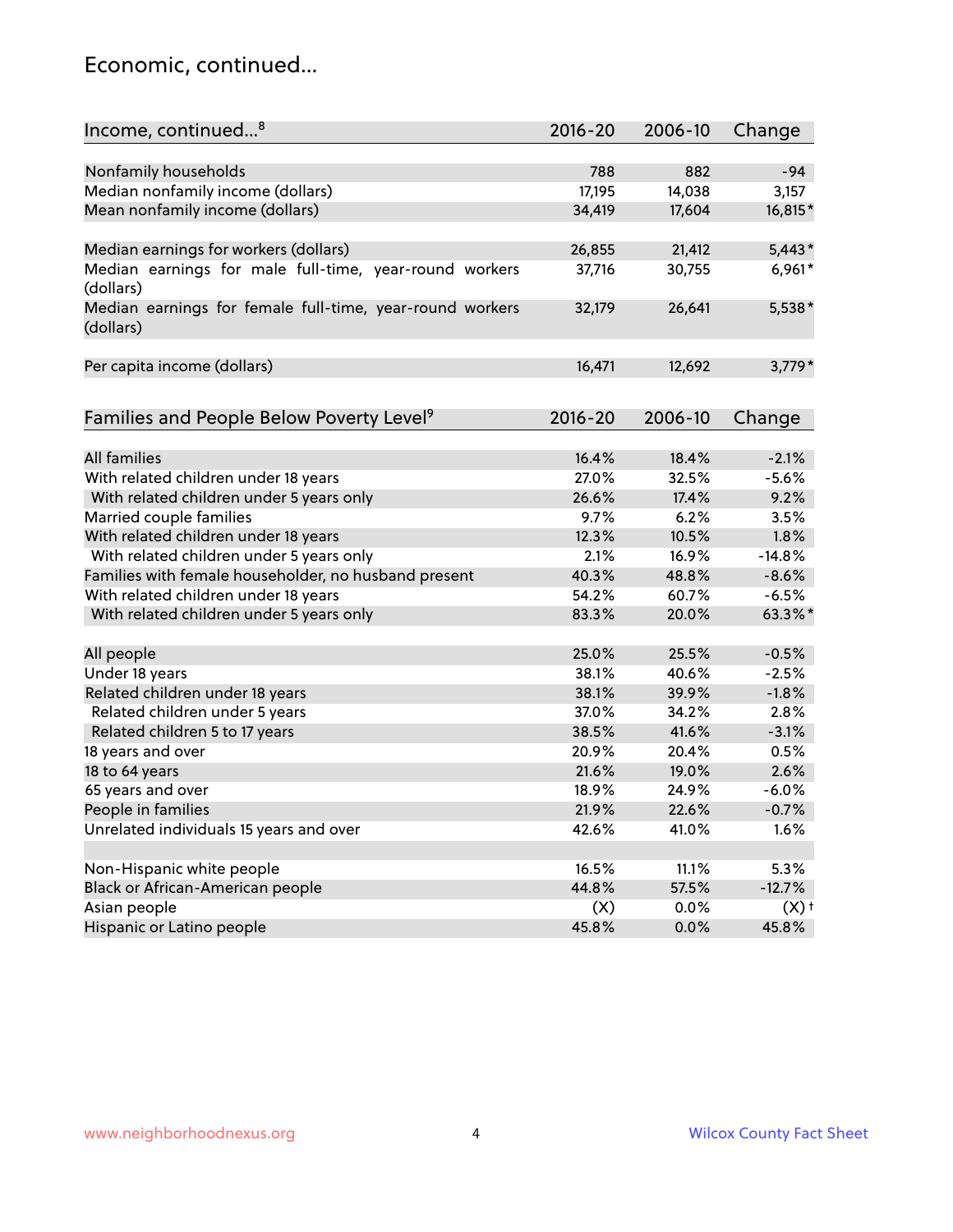## Economic, continued...

| Income, continued...[8] | 2016-20 | 2006-10 | Change |
|---|---|---|---|
| Nonfamily households | 788 | 882 | -94 |
| Median nonfamily income (dollars) | 17,195 | 14,038 | 3,157 |
| Mean nonfamily income (dollars) | 34,419 | 17,604 | 16,815* |
| Median earnings for workers (dollars) | 26,855 | 21,412 | 5,443* |
| Median earnings for male full-time, year-round workers (dollars) | 37,716 | 30,755 | 6,961* |
| Median earnings for female full-time, year-round workers (dollars) | 32,179 | 26,641 | 5,538* |
| Per capita income (dollars) | 16,471 | 12,692 | 3,779* |

| Families and People Below Poverty Level[9] | 2016-20 | 2006-10 | Change |
|---|---|---|---|
| All families | 16.4% | 18.4% | -2.1% |
| With related children under 18 years | 27.0% | 32.5% | -5.6% |
| With related children under 5 years only | 26.6% | 17.4% | 9.2% |
| Married couple families | 9.7% | 6.2% | 3.5% |
| With related children under 18 years | 12.3% | 10.5% | 1.8% |
| With related children under 5 years only | 2.1% | 16.9% | -14.8% |
| Families with female householder, no husband present | 40.3% | 48.8% | -8.6% |
| With related children under 18 years | 54.2% | 60.7% | -6.5% |
| With related children under 5 years only | 83.3% | 20.0% | 63.3%* |
| All people | 25.0% | 25.5% | -0.5% |
| Under 18 years | 38.1% | 40.6% | -2.5% |
| Related children under 18 years | 38.1% | 39.9% | -1.8% |
| Related children under 5 years | 37.0% | 34.2% | 2.8% |
| Related children 5 to 17 years | 38.5% | 41.6% | -3.1% |
| 18 years and over | 20.9% | 20.4% | 0.5% |
| 18 to 64 years | 21.6% | 19.0% | 2.6% |
| 65 years and over | 18.9% | 24.9% | -6.0% |
| People in families | 21.9% | 22.6% | -0.7% |
| Unrelated individuals 15 years and over | 42.6% | 41.0% | 1.6% |
| Non-Hispanic white people | 16.5% | 11.1% | 5.3% |
| Black or African-American people | 44.8% | 57.5% | -12.7% |
| Asian people | (X) | 0.0% | (X)† |
| Hispanic or Latino people | 45.8% | 0.0% | 45.8% |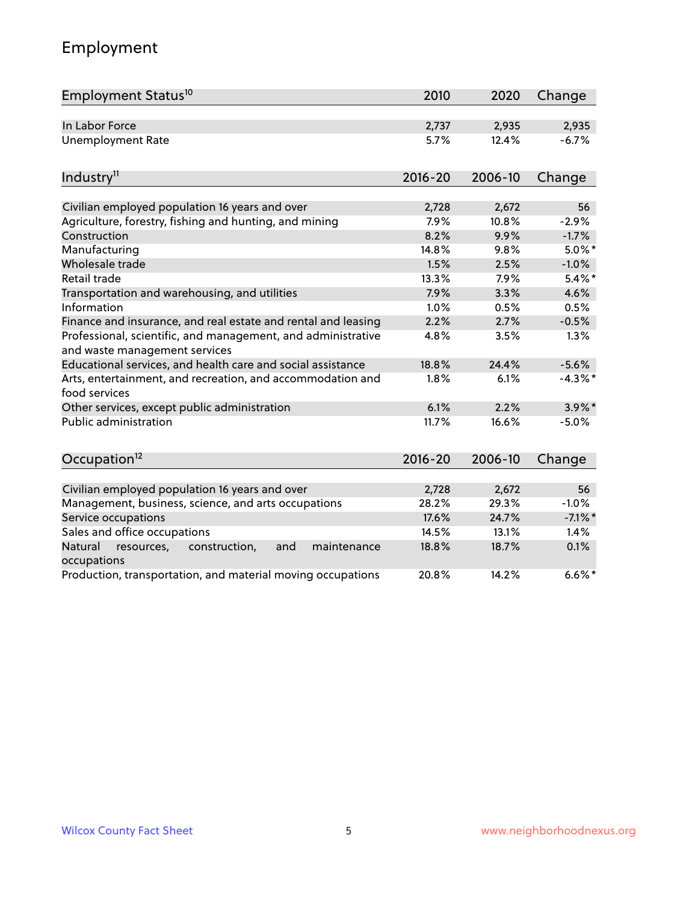# Employment

| Employment Status[10] | 2010 | 2020 | Change |
|---|---|---|---|
| In Labor Force | 2,737 | 2,935 | 2,935 |
| Unemployment Rate | 5.7% | 12.4% | -6.7% |

| Industry[11] | 2016-20 | 2006-10 | Change |
|---|---|---|---|
| Civilian employed population 16 years and over | 2,728 | 2,672 | 56 |
| Agriculture, forestry, fishing and hunting, and mining | 7.9% | 10.8% | -2.9% |
| Construction | 8.2% | 9.9% | -1.7% |
| Manufacturing | 14.8% | 9.8% | 5.0%* |
| Wholesale trade | 1.5% | 2.5% | -1.0% |
| Retail trade | 13.3% | 7.9% | 5.4%* |
| Transportation and warehousing, and utilities | 7.9% | 3.3% | 4.6% |
| Information | 1.0% | 0.5% | 0.5% |
| Finance and insurance, and real estate and rental and leasing | 2.2% | 2.7% | -0.5% |
| Professional, scientific, and management, and administrative and waste management services | 4.8% | 3.5% | 1.3% |
| Educational services, and health care and social assistance | 18.8% | 24.4% | -5.6% |
| Arts, entertainment, and recreation, and accommodation and food services | 1.8% | 6.1% | -4.3%* |
| Other services, except public administration | 6.1% | 2.2% | 3.9%* |
| Public administration | 11.7% | 16.6% | -5.0% |

| Occupation[12] | 2016-20 | 2006-10 | Change |
|---|---|---|---|
| Civilian employed population 16 years and over | 2,728 | 2,672 | 56 |
| Management, business, science, and arts occupations | 28.2% | 29.3% | -1.0% |
| Service occupations | 17.6% | 24.7% | -7.1%* |
| Sales and office occupations | 14.5% | 13.1% | 1.4% |
| Natural resources, construction, and maintenance occupations | 18.8% | 18.7% | 0.1% |
| Production, transportation, and material moving occupations | 20.8% | 14.2% | 6.6%* |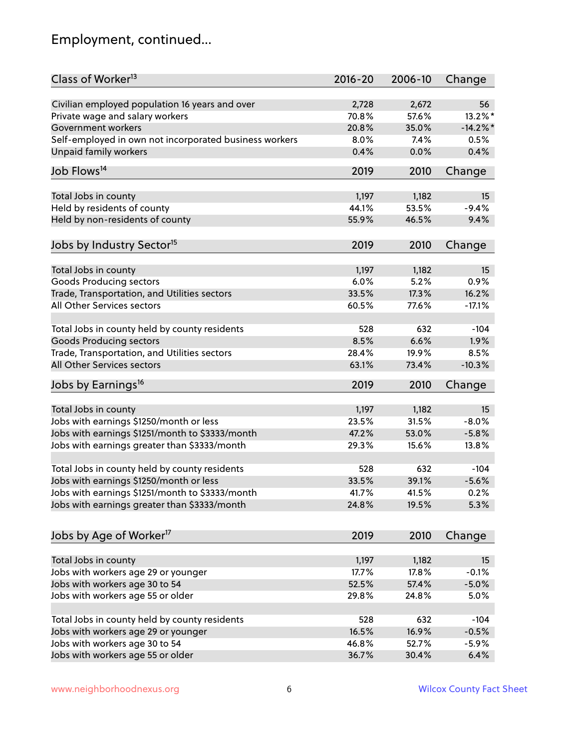## Employment, continued...

| Class of Worker[13] | 2016-20 | 2006-10 | Change |
|---|---|---|---|
| Civilian employed population 16 years and over | 2,728 | 2,672 | 56 |
| Private wage and salary workers | 70.8% | 57.6% | 13.2%* |
| Government workers | 20.8% | 35.0% | -14.2%* |
| Self-employed in own not incorporated business workers | 8.0% | 7.4% | 0.5% |
| Unpaid family workers | 0.4% | 0.0% | 0.4% |

| Job Flows[14] | 2019 | 2010 | Change |
|---|---|---|---|
| Total Jobs in county | 1,197 | 1,182 | 15 |
| Held by residents of county | 44.1% | 53.5% | -9.4% |
| Held by non-residents of county | 55.9% | 46.5% | 9.4% |

| Jobs by Industry Sector[15] | 2019 | 2010 | Change |
|---|---|---|---|
| Total Jobs in county | 1,197 | 1,182 | 15 |
| Goods Producing sectors | 6.0% | 5.2% | 0.9% |
| Trade, Transportation, and Utilities sectors | 33.5% | 17.3% | 16.2% |
| All Other Services sectors | 60.5% | 77.6% | -17.1% |
| | | | |
| Total Jobs in county held by county residents | 528 | 632 | -104 |
| Goods Producing sectors | 8.5% | 6.6% | 1.9% |
| Trade, Transportation, and Utilities sectors | 28.4% | 19.9% | 8.5% |
| All Other Services sectors | 63.1% | 73.4% | -10.3% |

| Jobs by Earnings[16] | 2019 | 2010 | Change |
|---|---|---|---|
| Total Jobs in county | 1,197 | 1,182 | 15 |
| Jobs with earnings $1250/month or less | 23.5% | 31.5% | -8.0% |
| Jobs with earnings $1251/month to $3333/month | 47.2% | 53.0% | -5.8% |
| Jobs with earnings greater than $3333/month | 29.3% | 15.6% | 13.8% |
| | | | |
| Total Jobs in county held by county residents | 528 | 632 | -104 |
| Jobs with earnings $1250/month or less | 33.5% | 39.1% | -5.6% |
| Jobs with earnings $1251/month to $3333/month | 41.7% | 41.5% | 0.2% |
| Jobs with earnings greater than $3333/month | 24.8% | 19.5% | 5.3% |

| Jobs by Age of Worker[17] | 2019 | 2010 | Change |
|---|---|---|---|
| Total Jobs in county | 1,197 | 1,182 | 15 |
| Jobs with workers age 29 or younger | 17.7% | 17.8% | -0.1% |
| Jobs with workers age 30 to 54 | 52.5% | 57.4% | -5.0% |
| Jobs with workers age 55 or older | 29.8% | 24.8% | 5.0% |
| | | | |
| Total Jobs in county held by county residents | 528 | 632 | -104 |
| Jobs with workers age 29 or younger | 16.5% | 16.9% | -0.5% |
| Jobs with workers age 30 to 54 | 46.8% | 52.7% | -5.9% |
| Jobs with workers age 55 or older | 36.7% | 30.4% | 6.4% |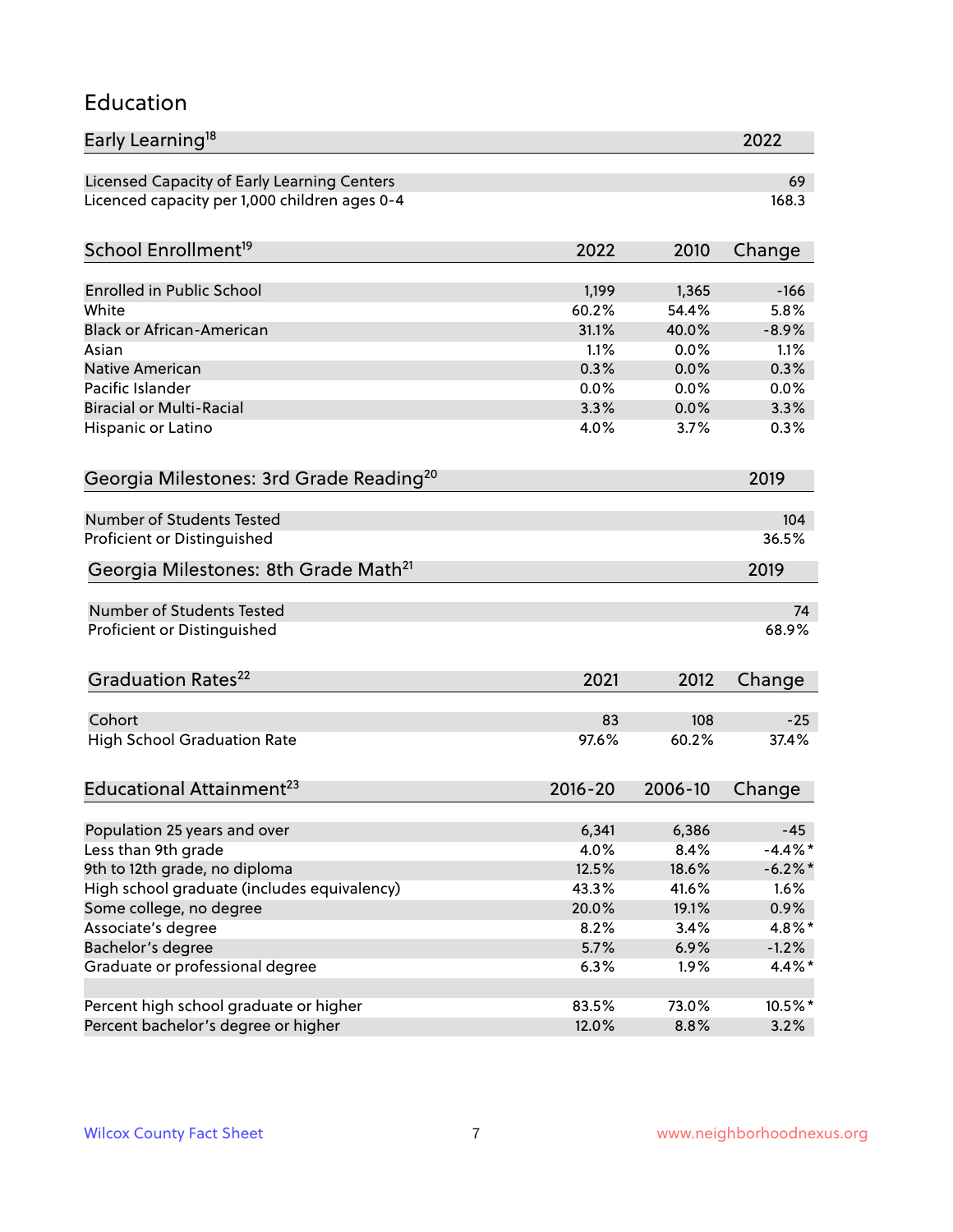## Education

| Early Learning[18] | 2022 |
|---|---|
| Licensed Capacity of Early Learning Centers | 69 |
| Licenced capacity per 1,000 children ages 0-4 | 168.3 |

| School Enrollment[19] | 2022 | 2010 | Change |
|---|---|---|---|
| Enrolled in Public School | 1,199 | 1,365 | -166 |
| White | 60.2% | 54.4% | 5.8% |
| Black or African-American | 31.1% | 40.0% | -8.9% |
| Asian | 1.1% | 0.0% | 1.1% |
| Native American | 0.3% | 0.0% | 0.3% |
| Pacific Islander | 0.0% | 0.0% | 0.0% |
| Biracial or Multi-Racial | 3.3% | 0.0% | 3.3% |
| Hispanic or Latino | 4.0% | 3.7% | 0.3% |

| Georgia Milestones: 3rd Grade Reading[20] | 2019 |
|---|---|
| Number of Students Tested | 104 |
| Proficient or Distinguished | 36.5% |

| Georgia Milestones: 8th Grade Math[21] | 2019 |
|---|---|
| Number of Students Tested | 74 |
| Proficient or Distinguished | 68.9% |

| Graduation Rates[22] | 2021 | 2012 | Change |
|---|---|---|---|
| Cohort | 83 | 108 | -25 |
| High School Graduation Rate | 97.6% | 60.2% | 37.4% |

| Educational Attainment[23] | 2016-20 | 2006-10 | Change |
|---|---|---|---|
| Population 25 years and over | 6,341 | 6,386 | -45 |
| Less than 9th grade | 4.0% | 8.4% | -4.4%* |
| 9th to 12th grade, no diploma | 12.5% | 18.6% | -6.2%* |
| High school graduate (includes equivalency) | 43.3% | 41.6% | 1.6% |
| Some college, no degree | 20.0% | 19.1% | 0.9% |
| Associate's degree | 8.2% | 3.4% | 4.8%* |
| Bachelor's degree | 5.7% | 6.9% | -1.2% |
| Graduate or professional degree | 6.3% | 1.9% | 4.4%* |
| | | | |
| Percent high school graduate or higher | 83.5% | 73.0% | 10.5%* |
| Percent bachelor's degree or higher | 12.0% | 8.8% | 3.2% |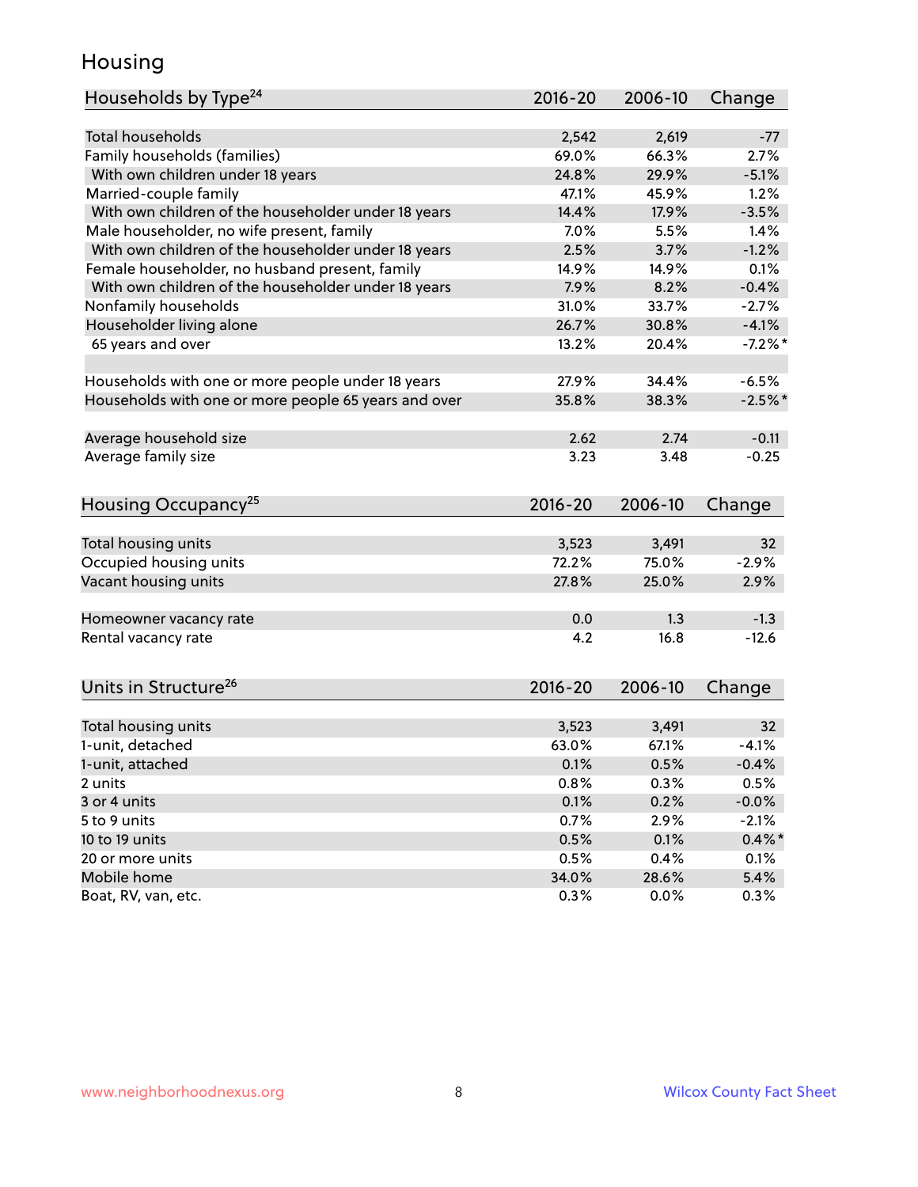# Housing

| Households by Type[24] | 2016-20 | 2006-10 | Change |
|---|---|---|---|
| Total households | 2,542 | 2,619 | -77 |
| Family households (families) | 69.0% | 66.3% | 2.7% |
| With own children under 18 years | 24.8% | 29.9% | -5.1% |
| Married-couple family | 47.1% | 45.9% | 1.2% |
| With own children of the householder under 18 years | 14.4% | 17.9% | -3.5% |
| Male householder, no wife present, family | 7.0% | 5.5% | 1.4% |
| With own children of the householder under 18 years | 2.5% | 3.7% | -1.2% |
| Female householder, no husband present, family | 14.9% | 14.9% | 0.1% |
| With own children of the householder under 18 years | 7.9% | 8.2% | -0.4% |
| Nonfamily households | 31.0% | 33.7% | -2.7% |
| Householder living alone | 26.7% | 30.8% | -4.1% |
| 65 years and over | 13.2% | 20.4% | -7.2%* |
| | | | |
| Households with one or more people under 18 years | 27.9% | 34.4% | -6.5% |
| Households with one or more people 65 years and over | 35.8% | 38.3% | -2.5%* |
| | | | |
| Average household size | 2.62 | 2.74 | -0.11 |
| Average family size | 3.23 | 3.48 | -0.25 |

| Housing Occupancy[25] | 2016-20 | 2006-10 | Change |
|---|---|---|---|
| Total housing units | 3,523 | 3,491 | 32 |
| Occupied housing units | 72.2% | 75.0% | -2.9% |
| Vacant housing units | 27.8% | 25.0% | 2.9% |
| | | | |
| Homeowner vacancy rate | 0.0 | 1.3 | -1.3 |
| Rental vacancy rate | 4.2 | 16.8 | -12.6 |

| Units in Structure[26] | 2016-20 | 2006-10 | Change |
|---|---|---|---|
| Total housing units | 3,523 | 3,491 | 32 |
| 1-unit, detached | 63.0% | 67.1% | -4.1% |
| 1-unit, attached | 0.1% | 0.5% | -0.4% |
| 2 units | 0.8% | 0.3% | 0.5% |
| 3 or 4 units | 0.1% | 0.2% | -0.0% |
| 5 to 9 units | 0.7% | 2.9% | -2.1% |
| 10 to 19 units | 0.5% | 0.1% | 0.4%* |
| 20 or more units | 0.5% | 0.4% | 0.1% |
| Mobile home | 34.0% | 28.6% | 5.4% |
| Boat, RV, van, etc. | 0.3% | 0.0% | 0.3% |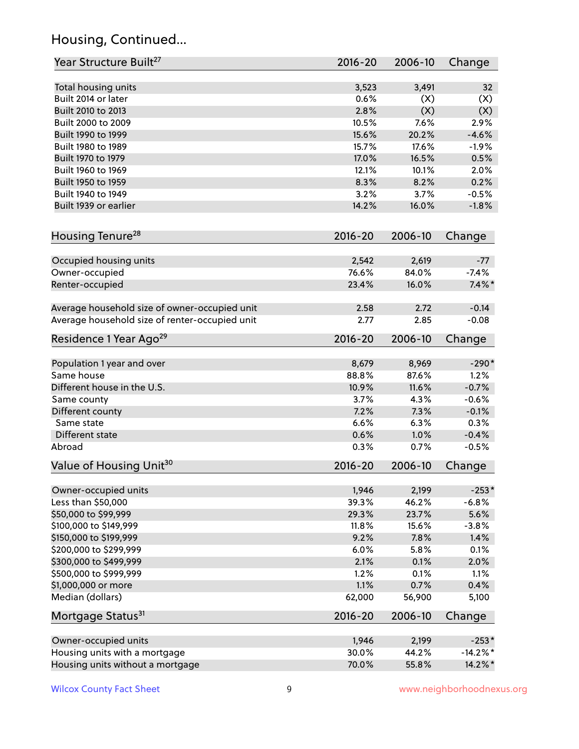## Housing, Continued...

| Year Structure Built[27] | 2016-20 | 2006-10 | Change |
|---|---|---|---|
| Total housing units | 3,523 | 3,491 | 32 |
| Built 2014 or later | 0.6% | (X) | (X) |
| Built 2010 to 2013 | 2.8% | (X) | (X) |
| Built 2000 to 2009 | 10.5% | 7.6% | 2.9% |
| Built 1990 to 1999 | 15.6% | 20.2% | -4.6% |
| Built 1980 to 1989 | 15.7% | 17.6% | -1.9% |
| Built 1970 to 1979 | 17.0% | 16.5% | 0.5% |
| Built 1960 to 1969 | 12.1% | 10.1% | 2.0% |
| Built 1950 to 1959 | 8.3% | 8.2% | 0.2% |
| Built 1940 to 1949 | 3.2% | 3.7% | -0.5% |
| Built 1939 or earlier | 14.2% | 16.0% | -1.8% |

| Housing Tenure[28] | 2016-20 | 2006-10 | Change |
|---|---|---|---|
| Occupied housing units | 2,542 | 2,619 | -77 |
| Owner-occupied | 76.6% | 84.0% | -7.4% |
| Renter-occupied | 23.4% | 16.0% | 7.4%* |
| Average household size of owner-occupied unit | 2.58 | 2.72 | -0.14 |
| Average household size of renter-occupied unit | 2.77 | 2.85 | -0.08 |

| Residence 1 Year Ago[29] | 2016-20 | 2006-10 | Change |
|---|---|---|---|
| Population 1 year and over | 8,679 | 8,969 | -290* |
| Same house | 88.8% | 87.6% | 1.2% |
| Different house in the U.S. | 10.9% | 11.6% | -0.7% |
| Same county | 3.7% | 4.3% | -0.6% |
| Different county | 7.2% | 7.3% | -0.1% |
| Same state | 6.6% | 6.3% | 0.3% |
| Different state | 0.6% | 1.0% | -0.4% |
| Abroad | 0.3% | 0.7% | -0.5% |

| Value of Housing Unit[30] | 2016-20 | 2006-10 | Change |
|---|---|---|---|
| Owner-occupied units | 1,946 | 2,199 | -253* |
| Less than $50,000 | 39.3% | 46.2% | -6.8% |
| $50,000 to $99,999 | 29.3% | 23.7% | 5.6% |
| $100,000 to $149,999 | 11.8% | 15.6% | -3.8% |
| $150,000 to $199,999 | 9.2% | 7.8% | 1.4% |
| $200,000 to $299,999 | 6.0% | 5.8% | 0.1% |
| $300,000 to $499,999 | 2.1% | 0.1% | 2.0% |
| $500,000 to $999,999 | 1.2% | 0.1% | 1.1% |
| $1,000,000 or more | 1.1% | 0.7% | 0.4% |
| Median (dollars) | 62,000 | 56,900 | 5,100 |

| Mortgage Status[31] | 2016-20 | 2006-10 | Change |
|---|---|---|---|
| Owner-occupied units | 1,946 | 2,199 | -253* |
| Housing units with a mortgage | 30.0% | 44.2% | -14.2%* |
| Housing units without a mortgage | 70.0% | 55.8% | 14.2%* |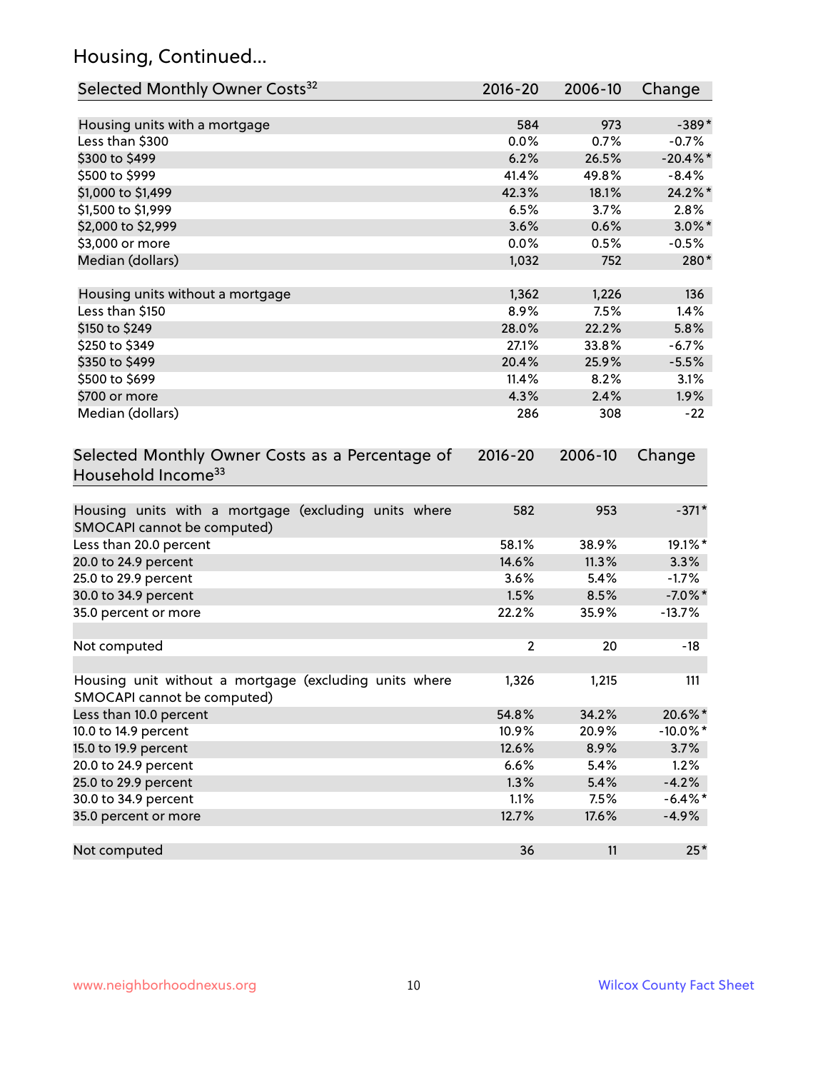## Housing, Continued...

| Selected Monthly Owner Costs[32] | 2016-20 | 2006-10 | Change |
|---|---|---|---|
| Housing units with a mortgage | 584 | 973 | -389* |
| Less than $300 | 0.0% | 0.7% | -0.7% |
| $300 to $499 | 6.2% | 26.5% | -20.4%* |
| $500 to $999 | 41.4% | 49.8% | -8.4% |
| $1,000 to $1,499 | 42.3% | 18.1% | 24.2%* |
| $1,500 to $1,999 | 6.5% | 3.7% | 2.8% |
| $2,000 to $2,999 | 3.6% | 0.6% | 3.0%* |
| $3,000 or more | 0.0% | 0.5% | -0.5% |
| Median (dollars) | 1,032 | 752 | 280* |
| | | | |
| Housing units without a mortgage | 1,362 | 1,226 | 136 |
| Less than $150 | 8.9% | 7.5% | 1.4% |
| $150 to $249 | 28.0% | 22.2% | 5.8% |
| $250 to $349 | 27.1% | 33.8% | -6.7% |
| $350 to $499 | 20.4% | 25.9% | -5.5% |
| $500 to $699 | 11.4% | 8.2% | 3.1% |
| $700 or more | 4.3% | 2.4% | 1.9% |
| Median (dollars) | 286 | 308 | -22 |

| Selected Monthly Owner Costs as a Percentage of Household Income[33] | 2016-20 | 2006-10 | Change |
|---|---|---|---|
| Housing units with a mortgage (excluding units where SMOCAPI cannot be computed) | 582 | 953 | -371* |
| Less than 20.0 percent | 58.1% | 38.9% | 19.1%* |
| 20.0 to 24.9 percent | 14.6% | 11.3% | 3.3% |
| 25.0 to 29.9 percent | 3.6% | 5.4% | -1.7% |
| 30.0 to 34.9 percent | 1.5% | 8.5% | -7.0%* |
| 35.0 percent or more | 22.2% | 35.9% | -13.7% |
| | | | |
| Not computed | 2 | 20 | -18 |
| | | | |
| Housing unit without a mortgage (excluding units where SMOCAPI cannot be computed) | 1,326 | 1,215 | 111 |
| Less than 10.0 percent | 54.8% | 34.2% | 20.6%* |
| 10.0 to 14.9 percent | 10.9% | 20.9% | -10.0%* |
| 15.0 to 19.9 percent | 12.6% | 8.9% | 3.7% |
| 20.0 to 24.9 percent | 6.6% | 5.4% | 1.2% |
| 25.0 to 29.9 percent | 1.3% | 5.4% | -4.2% |
| 30.0 to 34.9 percent | 1.1% | 7.5% | -6.4%* |
| 35.0 percent or more | 12.7% | 17.6% | -4.9% |
| | | | |
| Not computed | 36 | 11 | 25* |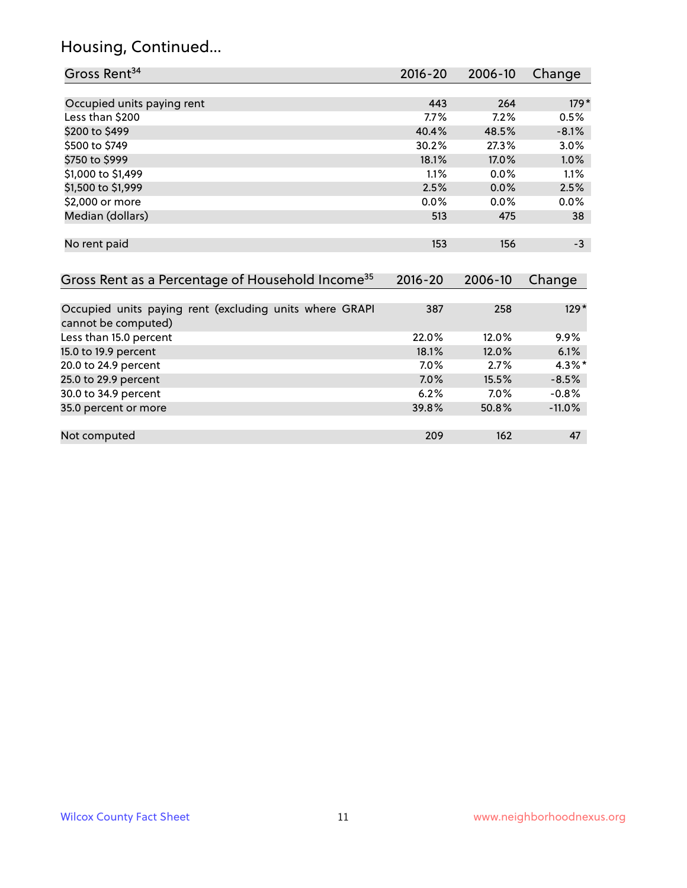## Housing, Continued...

| Gross Rent[34] | 2016-20 | 2006-10 | Change |
|---|---|---|---|
| Occupied units paying rent | 443 | 264 | 179* |
| Less than $200 | 7.7% | 7.2% | 0.5% |
| $200 to $499 | 40.4% | 48.5% | -8.1% |
| $500 to $749 | 30.2% | 27.3% | 3.0% |
| $750 to $999 | 18.1% | 17.0% | 1.0% |
| $1,000 to $1,499 | 1.1% | 0.0% | 1.1% |
| $1,500 to $1,999 | 2.5% | 0.0% | 2.5% |
| $2,000 or more | 0.0% | 0.0% | 0.0% |
| Median (dollars) | 513 | 475 | 38 |
| No rent paid | 153 | 156 | -3 |

| Gross Rent as a Percentage of Household Income[35] | 2016-20 | 2006-10 | Change |
|---|---|---|---|
| Occupied units paying rent (excluding units where GRAPI cannot be computed) | 387 | 258 | 129* |
| Less than 15.0 percent | 22.0% | 12.0% | 9.9% |
| 15.0 to 19.9 percent | 18.1% | 12.0% | 6.1% |
| 20.0 to 24.9 percent | 7.0% | 2.7% | 4.3%* |
| 25.0 to 29.9 percent | 7.0% | 15.5% | -8.5% |
| 30.0 to 34.9 percent | 6.2% | 7.0% | -0.8% |
| 35.0 percent or more | 39.8% | 50.8% | -11.0% |
| Not computed | 209 | 162 | 47 |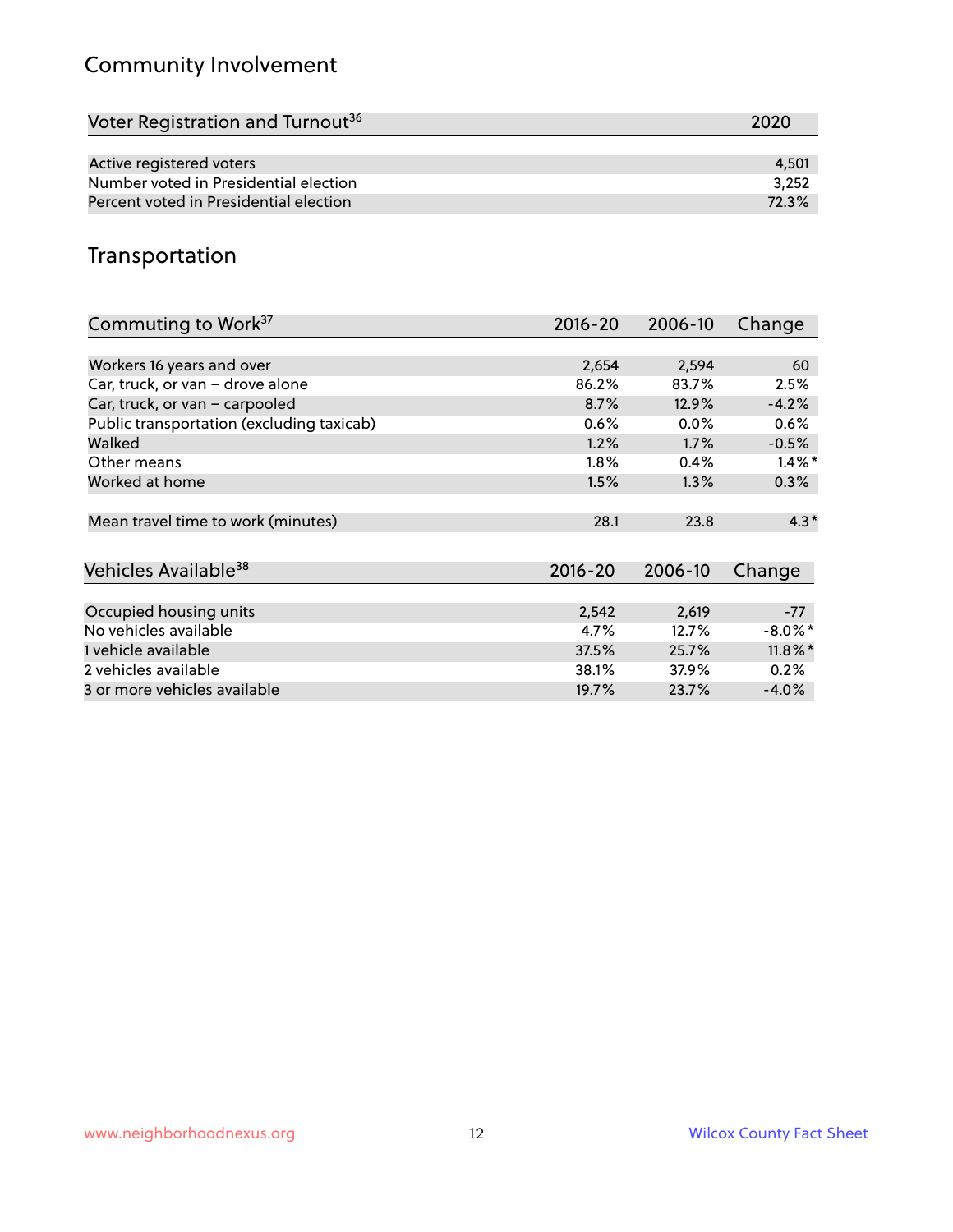## Community Involvement

| Voter Registration and Turnout[36] | 2020 |
|---|---|
| Active registered voters | 4,501 |
| Number voted in Presidential election | 3,252 |
| Percent voted in Presidential election | 72.3% |

## Transportation

| Commuting to Work[37] | 2016-20 | 2006-10 | Change |
|---|---|---|---|
| Workers 16 years and over | 2,654 | 2,594 | 60 |
| Car, truck, or van – drove alone | 86.2% | 83.7% | 2.5% |
| Car, truck, or van – carpooled | 8.7% | 12.9% | -4.2% |
| Public transportation (excluding taxicab) | 0.6% | 0.0% | 0.6% |
| Walked | 1.2% | 1.7% | -0.5% |
| Other means | 1.8% | 0.4% | 1.4%* |
| Worked at home | 1.5% | 1.3% | 0.3% |
| Mean travel time to work (minutes) | 28.1 | 23.8 | 4.3* |

| Vehicles Available[38] | 2016-20 | 2006-10 | Change |
|---|---|---|---|
| Occupied housing units | 2,542 | 2,619 | -77 |
| No vehicles available | 4.7% | 12.7% | -8.0%* |
| 1 vehicle available | 37.5% | 25.7% | 11.8%* |
| 2 vehicles available | 38.1% | 37.9% | 0.2% |
| 3 or more vehicles available | 19.7% | 23.7% | -4.0% |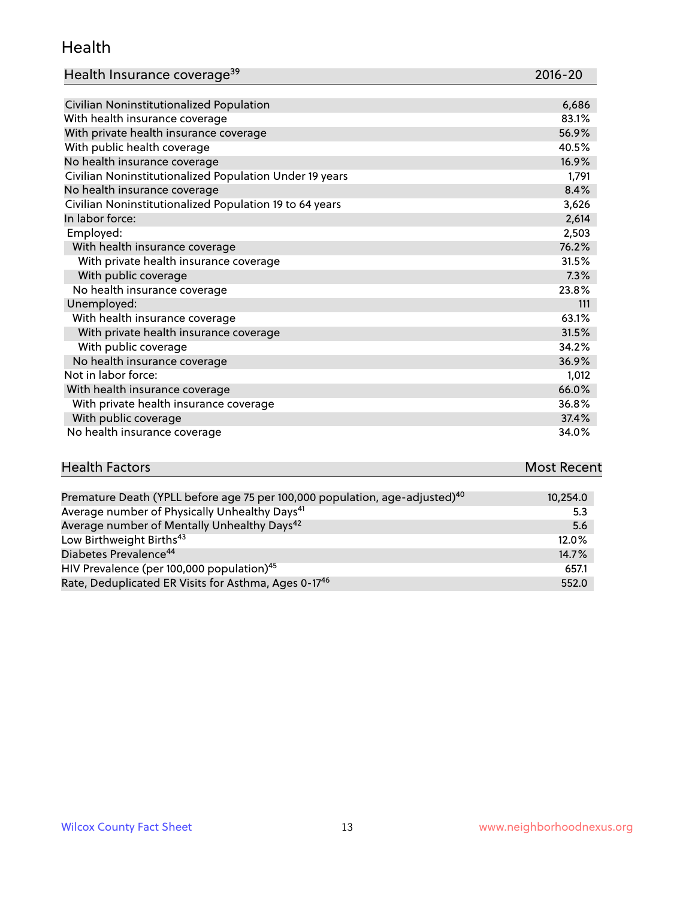## Health

| Health Insurance coverage[39] | 2016-20 |
| --- | --- |
| Civilian Noninstitutionalized Population | 6,686 |
| With health insurance coverage | 83.1% |
| With private health insurance coverage | 56.9% |
| With public health coverage | 40.5% |
| No health insurance coverage | 16.9% |
| Civilian Noninstitutionalized Population Under 19 years | 1,791 |
| No health insurance coverage | 8.4% |
| Civilian Noninstitutionalized Population 19 to 64 years | 3,626 |
| In labor force: | 2,614 |
| Employed: | 2,503 |
| With health insurance coverage | 76.2% |
| With private health insurance coverage | 31.5% |
| With public coverage | 7.3% |
| No health insurance coverage | 23.8% |
| Unemployed: | 111 |
| With health insurance coverage | 63.1% |
| With private health insurance coverage | 31.5% |
| With public coverage | 34.2% |
| No health insurance coverage | 36.9% |
| Not in labor force: | 1,012 |
| With health insurance coverage | 66.0% |
| With private health insurance coverage | 36.8% |
| With public coverage | 37.4% |
| No health insurance coverage | 34.0% |

| Health Factors | Most Recent |
| --- | --- |
| Premature Death (YPLL before age 75 per 100,000 population, age-adjusted)[40] | 10,254.0 |
| Average number of Physically Unhealthy Days[41] | 5.3 |
| Average number of Mentally Unhealthy Days[42] | 5.6 |
| Low Birthweight Births[43] | 12.0% |
| Diabetes Prevalence[44] | 14.7% |
| HIV Prevalence (per 100,000 population)[45] | 657.1 |
| Rate, Deduplicated ER Visits for Asthma, Ages 0-17[46] | 552.0 |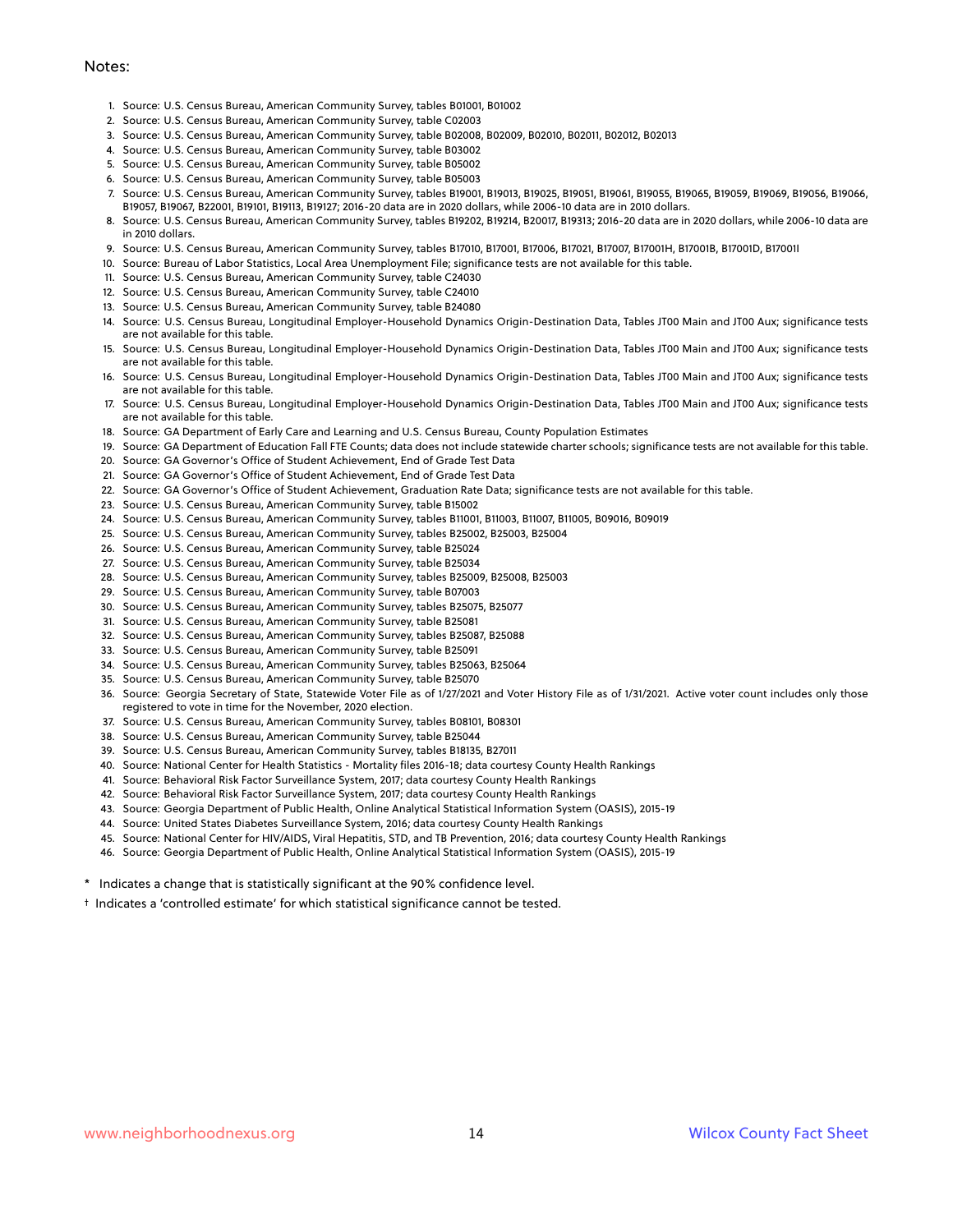Notes:

1. Source: U.S. Census Bureau, American Community Survey, tables B01001, B01002
2. Source: U.S. Census Bureau, American Community Survey, table C02003
3. Source: U.S. Census Bureau, American Community Survey, table B02008, B02009, B02010, B02011, B02012, B02013
4. Source: U.S. Census Bureau, American Community Survey, table B03002
5. Source: U.S. Census Bureau, American Community Survey, table B05002
6. Source: U.S. Census Bureau, American Community Survey, table B05003
7. Source: U.S. Census Bureau, American Community Survey, tables B19001, B19013, B19025, B19051, B19061, B19055, B19065, B19059, B19069, B19056, B19066, B19057, B19067, B22001, B19101, B19113, B19127; 2016-20 data are in 2020 dollars, while 2006-10 data are in 2010 dollars.
8. Source: U.S. Census Bureau, American Community Survey, tables B19202, B19214, B20017, B19313; 2016-20 data are in 2020 dollars, while 2006-10 data are in 2010 dollars.
9. Source: U.S. Census Bureau, American Community Survey, tables B17010, B17001, B17006, B17021, B17007, B17001H, B17001B, B17001D, B17001I
10. Source: Bureau of Labor Statistics, Local Area Unemployment File; significance tests are not available for this table.
11. Source: U.S. Census Bureau, American Community Survey, table C24030
12. Source: U.S. Census Bureau, American Community Survey, table C24010
13. Source: U.S. Census Bureau, American Community Survey, table B24080
14. Source: U.S. Census Bureau, Longitudinal Employer-Household Dynamics Origin-Destination Data, Tables JT00 Main and JT00 Aux; significance tests are not available for this table.
15. Source: U.S. Census Bureau, Longitudinal Employer-Household Dynamics Origin-Destination Data, Tables JT00 Main and JT00 Aux; significance tests are not available for this table.
16. Source: U.S. Census Bureau, Longitudinal Employer-Household Dynamics Origin-Destination Data, Tables JT00 Main and JT00 Aux; significance tests are not available for this table.
17. Source: U.S. Census Bureau, Longitudinal Employer-Household Dynamics Origin-Destination Data, Tables JT00 Main and JT00 Aux; significance tests are not available for this table.
18. Source: GA Department of Early Care and Learning and U.S. Census Bureau, County Population Estimates
19. Source: GA Department of Education Fall FTE Counts; data does not include statewide charter schools; significance tests are not available for this table.
20. Source: GA Governor's Office of Student Achievement, End of Grade Test Data
21. Source: GA Governor's Office of Student Achievement, End of Grade Test Data
22. Source: GA Governor's Office of Student Achievement, Graduation Rate Data; significance tests are not available for this table.
23. Source: U.S. Census Bureau, American Community Survey, table B15002
24. Source: U.S. Census Bureau, American Community Survey, tables B11001, B11003, B11007, B11005, B09016, B09019
25. Source: U.S. Census Bureau, American Community Survey, tables B25002, B25003, B25004
26. Source: U.S. Census Bureau, American Community Survey, table B25024
27. Source: U.S. Census Bureau, American Community Survey, table B25034
28. Source: U.S. Census Bureau, American Community Survey, tables B25009, B25008, B25003
29. Source: U.S. Census Bureau, American Community Survey, table B07003
30. Source: U.S. Census Bureau, American Community Survey, tables B25075, B25077
31. Source: U.S. Census Bureau, American Community Survey, table B25081
32. Source: U.S. Census Bureau, American Community Survey, tables B25087, B25088
33. Source: U.S. Census Bureau, American Community Survey, table B25091
34. Source: U.S. Census Bureau, American Community Survey, tables B25063, B25064
35. Source: U.S. Census Bureau, American Community Survey, table B25070
36. Source: Georgia Secretary of State, Statewide Voter File as of 1/27/2021 and Voter History File as of 1/31/2021. Active voter count includes only those registered to vote in time for the November, 2020 election.
37. Source: U.S. Census Bureau, American Community Survey, tables B08101, B08301
38. Source: U.S. Census Bureau, American Community Survey, table B25044
39. Source: U.S. Census Bureau, American Community Survey, tables B18135, B27011
40. Source: National Center for Health Statistics - Mortality files 2016-18; data courtesy County Health Rankings
41. Source: Behavioral Risk Factor Surveillance System, 2017; data courtesy County Health Rankings
42. Source: Behavioral Risk Factor Surveillance System, 2017; data courtesy County Health Rankings
43. Source: Georgia Department of Public Health, Online Analytical Statistical Information System (OASIS), 2015-19
44. Source: United States Diabetes Surveillance System, 2016; data courtesy County Health Rankings
45. Source: National Center for HIV/AIDS, Viral Hepatitis, STD, and TB Prevention, 2016; data courtesy County Health Rankings
46. Source: Georgia Department of Public Health, Online Analytical Statistical Information System (OASIS), 2015-19

\* Indicates a change that is statistically significant at the 90% confidence level.

† Indicates a 'controlled estimate' for which statistical significance cannot be tested.